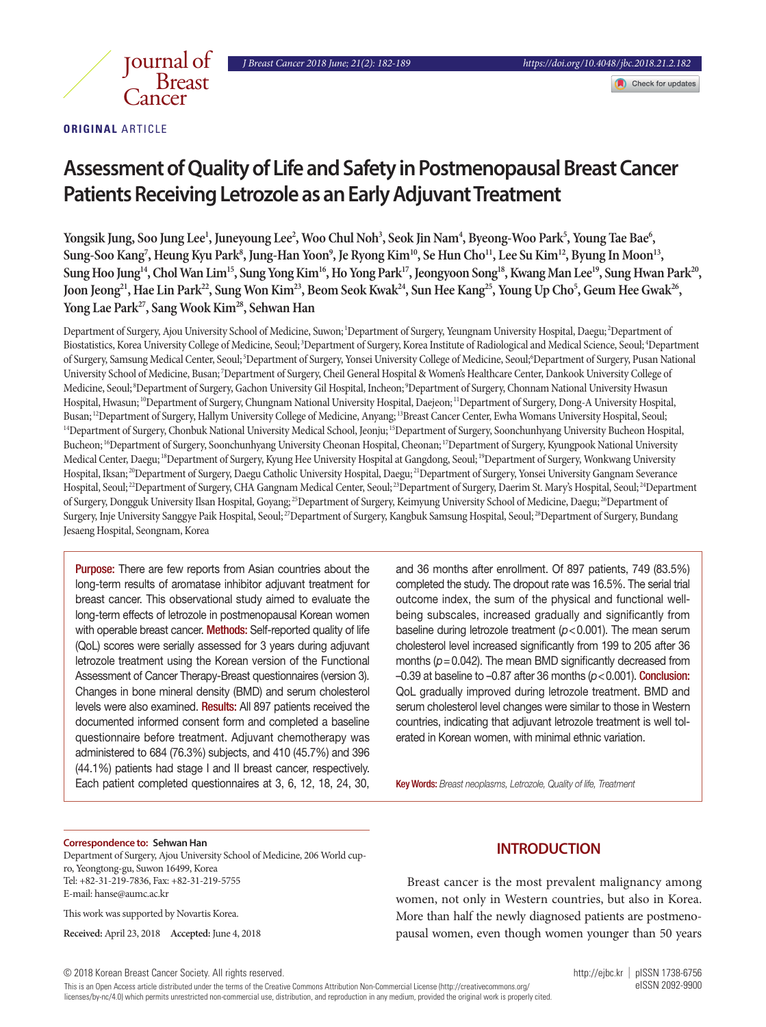ORIGINAL ARTICLE

# Assessment of Quality of Life and Safety in Postmenopausal Breast Cancer Patients Receiving Letrozole as an Early Adjuvant Treatment

**Yongsik Jung, Soo Jung Lee[1], Juneyoung Lee[2], Woo Chul Noh[3], Seok Jin Nam[4], Byeong-Woo Park[5], Young Tae Bae[6], Sung-Soo Kang[7], Heung Kyu Park[8], Jung-Han Yoon[9], Je Ryong Kim[10], Se Hun Cho[11], Lee Su Kim[12], Byung In Moon[13], Sung Hoo Jung[14], Chol Wan Lim[15], Sung Yong Kim[16], Ho Yong Park[17], Jeongyoon Song[18], Kwang Man Lee[19], Sung Hwan Park[20], Joon Jeong[21], Hae Lin Park[22], Sung Won Kim[23], Beom Seok Kwak[24], Sun Hee Kang[25], Young Up Cho[5], Geum Hee Gwak[26], Yong Lae Park[27], Sang Wook Kim[28], Sehwan Han**

Department of Surgery, Ajou University School of Medicine, Suwon; [1]Department of Surgery, Yeungnam University Hospital, Daegu; [2]Department of Biostatistics, Korea University College of Medicine, Seoul; [3]Department of Surgery, Korea Institute of Radiological and Medical Science, Seoul; [4]Department of Surgery, Samsung Medical Center, Seoul; [5]Department of Surgery, Yonsei University College of Medicine, Seoul; [6]Department of Surgery, Pusan National University School of Medicine, Busan; [7]Department of Surgery, Cheil General Hospital & Women's Healthcare Center, Dankook University College of Medicine, Seoul; [8]Department of Surgery, Gachon University Gil Hospital, Incheon; [9]Department of Surgery, Chonnam National University Hwasun Hospital, Hwasun; [10]Department of Surgery, Chungnam National University Hospital, Daejeon; [11]Department of Surgery, Dong-A University Hospital, Busan; [12]Department of Surgery, Hallym University College of Medicine, Anyang; [13]Breast Cancer Center, Ewha Womans University Hospital, Seoul; [14]Department of Surgery, Chonbuk National University Medical School, Jeonju; [15]Department of Surgery, Soonchunhyang University Bucheon Hospital, Bucheon; [16]Department of Surgery, Soonchunhyang University Cheonan Hospital, Cheonan; [17]Department of Surgery, Kyungpook National University Medical Center, Daegu; [18]Department of Surgery, Kyung Hee University Hospital at Gangdong, Seoul; [19]Department of Surgery, Wonkwang University Hospital, Iksan; [20]Department of Surgery, Daegu Catholic University Hospital, Daegu; [21]Department of Surgery, Yonsei University Gangnam Severance Hospital, Seoul; [22]Department of Surgery, CHA Gangnam Medical Center, Seoul; [23]Department of Surgery, Daerim St. Mary's Hospital, Seoul; [24]Department of Surgery, Dongguk University Ilsan Hospital, Goyang; [25]Department of Surgery, Keimyung University School of Medicine, Daegu; [26]Department of Surgery, Inje University Sanggye Paik Hospital, Seoul; [27]Department of Surgery, Kangbuk Samsung Hospital, Seoul; [28]Department of Surgery, Bundang Jesaeng Hospital, Seongnam, Korea

**Purpose:** There are few reports from Asian countries about the long-term results of aromatase inhibitor adjuvant treatment for breast cancer. This observational study aimed to evaluate the long-term effects of letrozole in postmenopausal Korean women with operable breast cancer. **Methods:** Self-reported quality of life (QoL) scores were serially assessed for 3 years during adjuvant letrozole treatment using the Korean version of the Functional Assessment of Cancer Therapy-Breast questionnaires (version 3). Changes in bone mineral density (BMD) and serum cholesterol levels were also examined. **Results:** All 897 patients received the documented informed consent form and completed a baseline questionnaire before treatment. Adjuvant chemotherapy was administered to 684 (76.3%) subjects, and 410 (45.7%) and 396 (44.1%) patients had stage I and II breast cancer, respectively. Each patient completed questionnaires at 3, 6, 12, 18, 24, 30, and 36 months after enrollment. Of 897 patients, 749 (83.5%) completed the study. The dropout rate was 16.5%. The serial trial outcome index, the sum of the physical and functional well-being subscales, increased gradually and significantly from baseline during letrozole treatment ($p<0.001$). The mean serum cholesterol level increased significantly from 199 to 205 after 36 months ($p=0.042$). The mean BMD significantly decreased from –0.39 at baseline to –0.87 after 36 months ($p<0.001$). **Conclusion:** QoL gradually improved during letrozole treatment. BMD and serum cholesterol level changes were similar to those in Western countries, indicating that adjuvant letrozole treatment is well tolerated in Korean women, with minimal ethnic variation.

**Key Words:** *Breast neoplasms, Letrozole, Quality of life, Treatment*

**Correspondence to:** Sehwan Han
Department of Surgery, Ajou University School of Medicine, 206 World cup-ro, Yeongtong-gu, Suwon 16499, Korea
Tel: +82-31-219-7836, Fax: +82-31-219-5755
E-mail: hanse@aumc.ac.kr

This work was supported by Novartis Korea.

**Received:** April 23, 2018 **Accepted:** June 4, 2018

## INTRODUCTION

Breast cancer is the most prevalent malignancy among women, not only in Western countries, but also in Korea. More than half the newly diagnosed patients are postmenopausal women, even though women younger than 50 years

© 2018 Korean Breast Cancer Society. All rights reserved.

This is an Open Access article distributed under the terms of the Creative Commons Attribution Non-Commercial License (http://creativecommons.org/licenses/by-nc/4.0) which permits unrestricted non-commercial use, distribution, and reproduction in any medium, provided the original work is properly cited.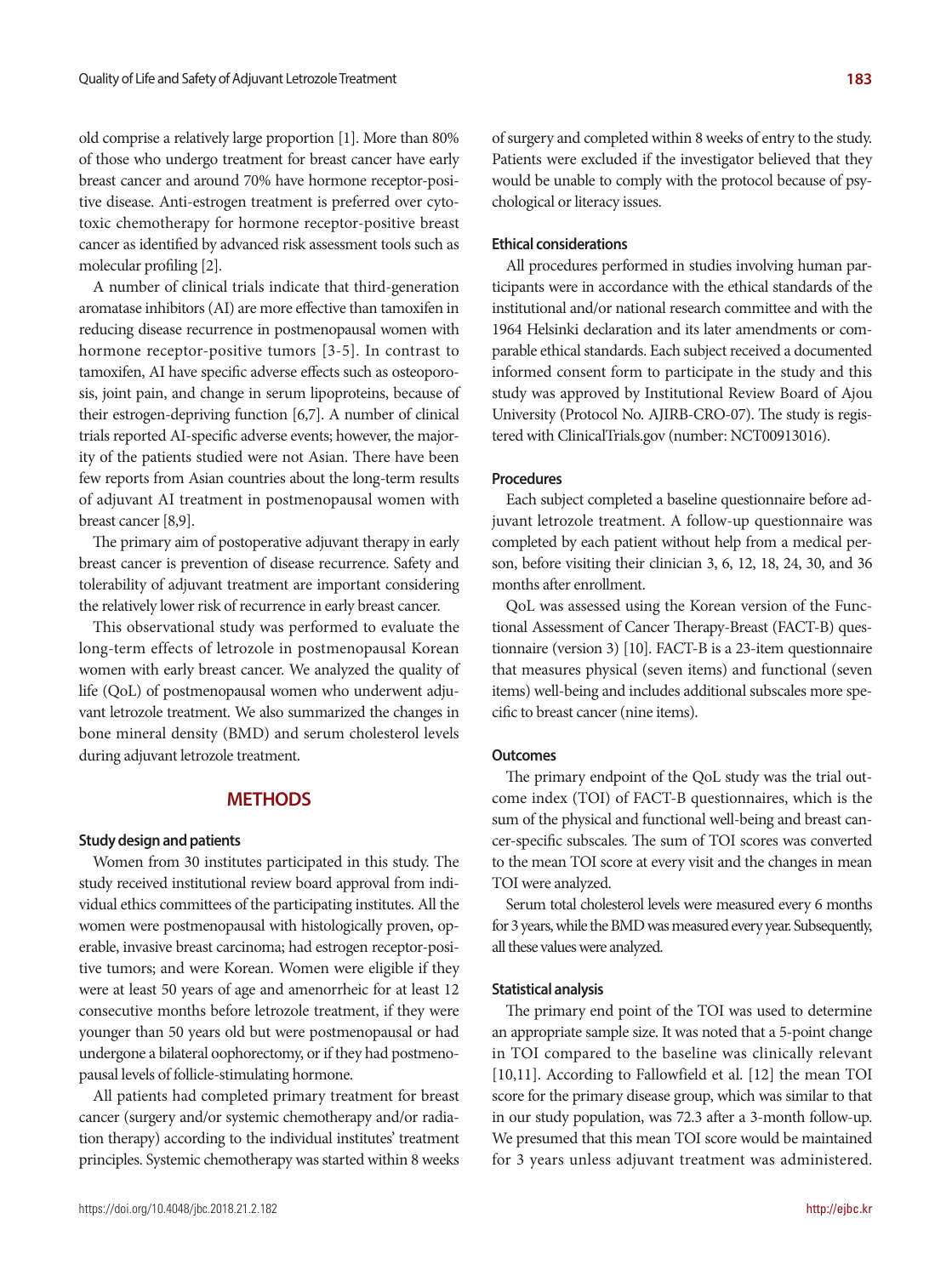old comprise a relatively large proportion [1]. More than 80% of those who undergo treatment for breast cancer have early breast cancer and around 70% have hormone receptor-positive disease. Anti-estrogen treatment is preferred over cytotoxic chemotherapy for hormone receptor-positive breast cancer as identified by advanced risk assessment tools such as molecular profiling [2].

A number of clinical trials indicate that third-generation aromatase inhibitors (AI) are more effective than tamoxifen in reducing disease recurrence in postmenopausal women with hormone receptor-positive tumors [3-5]. In contrast to tamoxifen, AI have specific adverse effects such as osteoporosis, joint pain, and change in serum lipoproteins, because of their estrogen-depriving function [6,7]. A number of clinical trials reported AI-specific adverse events; however, the majority of the patients studied were not Asian. There have been few reports from Asian countries about the long-term results of adjuvant AI treatment in postmenopausal women with breast cancer [8,9].

The primary aim of postoperative adjuvant therapy in early breast cancer is prevention of disease recurrence. Safety and tolerability of adjuvant treatment are important considering the relatively lower risk of recurrence in early breast cancer.

This observational study was performed to evaluate the long-term effects of letrozole in postmenopausal Korean women with early breast cancer. We analyzed the quality of life (QoL) of postmenopausal women who underwent adjuvant letrozole treatment. We also summarized the changes in bone mineral density (BMD) and serum cholesterol levels during adjuvant letrozole treatment.

## METHODS

### Study design and patients

Women from 30 institutes participated in this study. The study received institutional review board approval from individual ethics committees of the participating institutes. All the women were postmenopausal with histologically proven, operable, invasive breast carcinoma; had estrogen receptor-positive tumors; and were Korean. Women were eligible if they were at least 50 years of age and amenorrheic for at least 12 consecutive months before letrozole treatment, if they were younger than 50 years old but were postmenopausal or had undergone a bilateral oophorectomy, or if they had postmenopausal levels of follicle-stimulating hormone.

All patients had completed primary treatment for breast cancer (surgery and/or systemic chemotherapy and/or radiation therapy) according to the individual institutes' treatment principles. Systemic chemotherapy was started within 8 weeks of surgery and completed within 8 weeks of entry to the study. Patients were excluded if the investigator believed that they would be unable to comply with the protocol because of psychological or literacy issues.

### Ethical considerations

All procedures performed in studies involving human participants were in accordance with the ethical standards of the institutional and/or national research committee and with the 1964 Helsinki declaration and its later amendments or comparable ethical standards. Each subject received a documented informed consent form to participate in the study and this study was approved by Institutional Review Board of Ajou University (Protocol No. AJIRB-CRO-07). The study is registered with ClinicalTrials.gov (number: NCT00913016).

### Procedures

Each subject completed a baseline questionnaire before adjuvant letrozole treatment. A follow-up questionnaire was completed by each patient without help from a medical person, before visiting their clinician 3, 6, 12, 18, 24, 30, and 36 months after enrollment.

QoL was assessed using the Korean version of the Functional Assessment of Cancer Therapy-Breast (FACT-B) questionnaire (version 3) [10]. FACT-B is a 23-item questionnaire that measures physical (seven items) and functional (seven items) well-being and includes additional subscales more specific to breast cancer (nine items).

### Outcomes

The primary endpoint of the QoL study was the trial outcome index (TOI) of FACT-B questionnaires, which is the sum of the physical and functional well-being and breast cancer-specific subscales. The sum of TOI scores was converted to the mean TOI score at every visit and the changes in mean TOI were analyzed.

Serum total cholesterol levels were measured every 6 months for 3 years, while the BMD was measured every year. Subsequently, all these values were analyzed.

### Statistical analysis

The primary end point of the TOI was used to determine an appropriate sample size. It was noted that a 5-point change in TOI compared to the baseline was clinically relevant [10,11]. According to Fallowfield et al. [12] the mean TOI score for the primary disease group, which was similar to that in our study population, was 72.3 after a 3-month follow-up. We presumed that this mean TOI score would be maintained for 3 years unless adjuvant treatment was administered.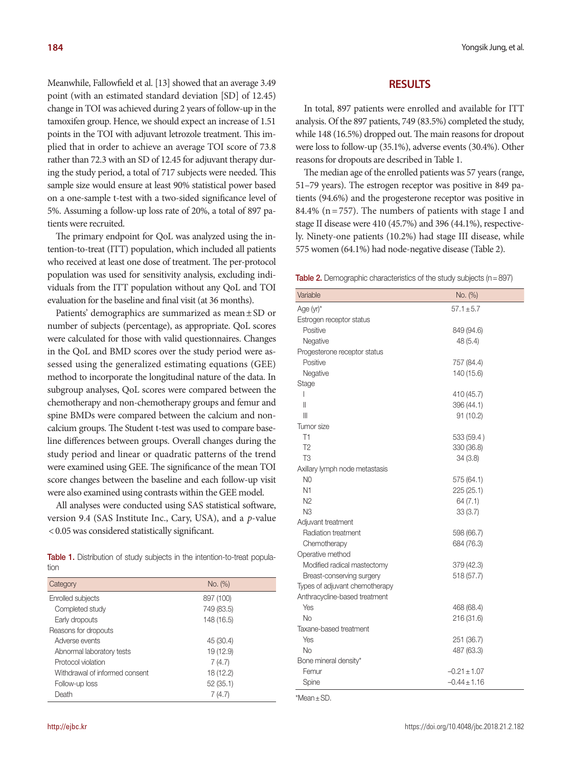Meanwhile, Fallowfield et al. [13] showed that an average 3.49 point (with an estimated standard deviation [SD] of 12.45) change in TOI was achieved during 2 years of follow-up in the tamoxifen group. Hence, we should expect an increase of 1.51 points in the TOI with adjuvant letrozole treatment. This implied that in order to achieve an average TOI score of 73.8 rather than 72.3 with an SD of 12.45 for adjuvant therapy during the study period, a total of 717 subjects were needed. This sample size would ensure at least 90% statistical power based on a one-sample t-test with a two-sided significance level of 5%. Assuming a follow-up loss rate of 20%, a total of 897 patients were recruited.

The primary endpoint for QoL was analyzed using the intention-to-treat (ITT) population, which included all patients who received at least one dose of treatment. The per-protocol population was used for sensitivity analysis, excluding individuals from the ITT population without any QoL and TOI evaluation for the baseline and final visit (at 36 months).

Patients' demographics are summarized as mean ± SD or number of subjects (percentage), as appropriate. QoL scores were calculated for those with valid questionnaires. Changes in the QoL and BMD scores over the study period were assessed using the generalized estimating equations (GEE) method to incorporate the longitudinal nature of the data. In subgroup analyses, QoL scores were compared between the chemotherapy and non-chemotherapy groups and femur and spine BMDs were compared between the calcium and non-calcium groups. The Student t-test was used to compare baseline differences between groups. Overall changes during the study period and linear or quadratic patterns of the trend were examined using GEE. The significance of the mean TOI score changes between the baseline and each follow-up visit were also examined using contrasts within the GEE model.

All analyses were conducted using SAS statistical software, version 9.4 (SAS Institute Inc., Cary, USA), and a $p$-value $< 0.05$ was considered statistically significant.

**Table 1.** Distribution of study subjects in the intention-to-treat population

| Category | No. (%) |
|---|---|
| Enrolled subjects | 897 (100) |
| Completed study | 749 (83.5) |
| Early dropouts | 148 (16.5) |
| Reasons for dropouts | |
| Adverse events | 45 (30.4) |
| Abnormal laboratory tests | 19 (12.9) |
| Protocol violation | 7 (4.7) |
| Withdrawal of informed consent | 18 (12.2) |
| Follow-up loss | 52 (35.1) |
| Death | 7 (4.7) |

## RESULTS

In total, 897 patients were enrolled and available for ITT analysis. Of the 897 patients, 749 (83.5%) completed the study, while 148 (16.5%) dropped out. The main reasons for dropout were loss to follow-up (35.1%), adverse events (30.4%). Other reasons for dropouts are described in Table 1.

The median age of the enrolled patients was 57 years (range, 51–79 years). The estrogen receptor was positive in 849 patients (94.6%) and the progesterone receptor was positive in 84.4% (n = 757). The numbers of patients with stage I and stage II disease were 410 (45.7%) and 396 (44.1%), respectively. Ninety-one patients (10.2%) had stage III disease, while 575 women (64.1%) had node-negative disease (Table 2).

**Table 2.** Demographic characteristics of the study subjects (n = 897)

| Variable | No. (%) |
|---|---|
| Age (yr)* | 57.1 ± 5.7 |
| Estrogen receptor status | |
| Positive | 849 (94.6) |
| Negative | 48 (5.4) |
| Progesterone receptor status | |
| Positive | 757 (84.4) |
| Negative | 140 (15.6) |
| Stage | |
| I | 410 (45.7) |
| II | 396 (44.1) |
| III | 91 (10.2) |
| Tumor size | |
| T1 | 533 (59.4) |
| T2 | 330 (36.8) |
| T3 | 34 (3.8) |
| Axillary lymph node metastasis | |
| N0 | 575 (64.1) |
| N1 | 225 (25.1) |
| N2 | 64 (7.1) |
| N3 | 33 (3.7) |
| Adjuvant treatment | |
| Radiation treatment | 598 (66.7) |
| Chemotherapy | 684 (76.3) |
| Operative method | |
| Modified radical mastectomy | 379 (42.3) |
| Breast-conserving surgery | 518 (57.7) |
| Types of adjuvant chemotherapy | |
| Anthracycline-based treatment | |
| Yes | 468 (68.4) |
| No | 216 (31.6) |
| Taxane-based treatment | |
| Yes | 251 (36.7) |
| No | 487 (63.3) |
| Bone mineral density* | |
| Femur | −0.21 ± 1.07 |
| Spine | −0.44 ± 1.16 |

*Mean ± SD.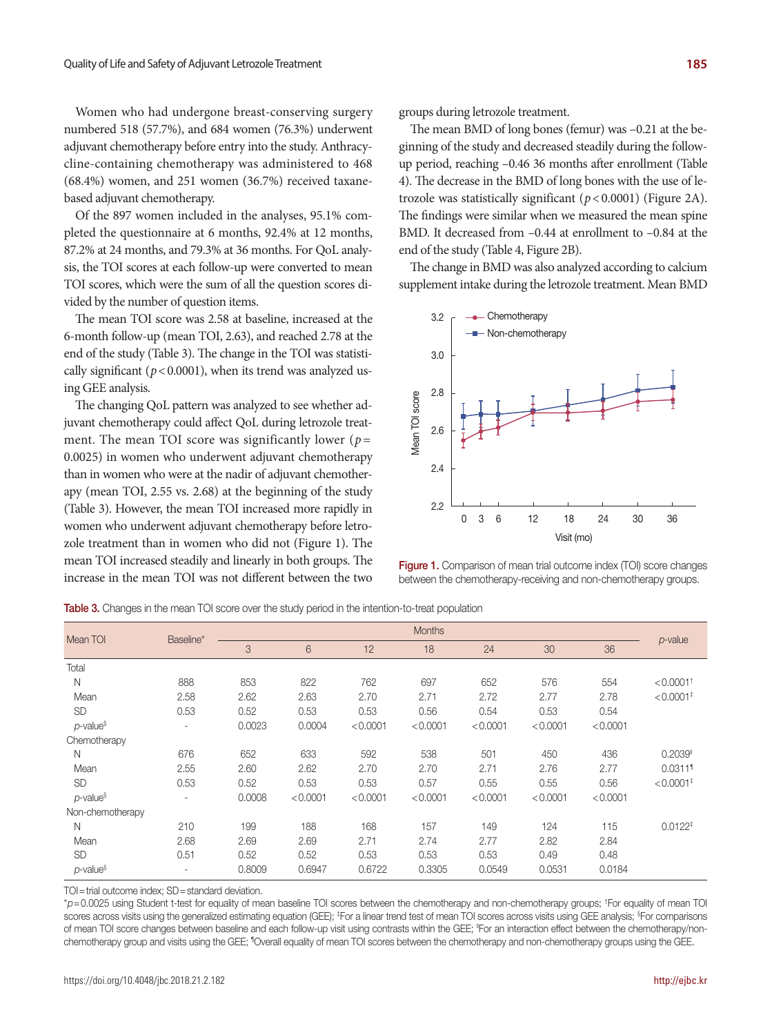Women who had undergone breast-conserving surgery numbered 518 (57.7%), and 684 women (76.3%) underwent adjuvant chemotherapy before entry into the study. Anthracycline-containing chemotherapy was administered to 468 (68.4%) women, and 251 women (36.7%) received taxane-based adjuvant chemotherapy.

Of the 897 women included in the analyses, 95.1% completed the questionnaire at 6 months, 92.4% at 12 months, 87.2% at 24 months, and 79.3% at 36 months. For QoL analysis, the TOI scores at each follow-up were converted to mean TOI scores, which were the sum of all the question scores divided by the number of question items.

The mean TOI score was 2.58 at baseline, increased at the 6-month follow-up (mean TOI, 2.63), and reached 2.78 at the end of the study (Table 3). The change in the TOI was statistically significant ($p < 0.0001$), when its trend was analyzed using GEE analysis.

The changing QoL pattern was analyzed to see whether adjuvant chemotherapy could affect QoL during letrozole treatment. The mean TOI score was significantly lower ($p = 0.0025$) in women who underwent adjuvant chemotherapy than in women who were at the nadir of adjuvant chemotherapy (mean TOI, 2.55 vs. 2.68) at the beginning of the study (Table 3). However, the mean TOI increased more rapidly in women who underwent adjuvant chemotherapy before letrozole treatment than in women who did not (Figure 1). The mean TOI increased steadily and linearly in both groups. The increase in the mean TOI was not different between the two groups during letrozole treatment.

The mean BMD of long bones (femur) was –0.21 at the beginning of the study and decreased steadily during the follow-up period, reaching –0.46 36 months after enrollment (Table 4). The decrease in the BMD of long bones with the use of letrozole was statistically significant ($p < 0.0001$) (Figure 2A). The findings were similar when we measured the mean spine BMD. It decreased from –0.44 at enrollment to –0.84 at the end of the study (Table 4, Figure 2B).

The change in BMD was also analyzed according to calcium supplement intake during the letrozole treatment. Mean BMD

**Figure 1.** Comparison of mean trial outcome index (TOI) score changes between the chemotherapy-receiving and non-chemotherapy groups.

**Table 3.** Changes in the mean TOI score over the study period in the intention-to-treat population

| Mean TOI | Baseline* | Months | | | | | | | p-value |
|---|---|---|---|---|---|---|---|---|---|
| | | 3 | 6 | 12 | 18 | 24 | 30 | 36 | |
| Total | | | | | | | | | |
| N | 888 | 853 | 822 | 762 | 697 | 652 | 576 | 554 | < 0.0001† |
| Mean | 2.58 | 2.62 | 2.63 | 2.70 | 2.71 | 2.72 | 2.77 | 2.78 | < 0.0001‡ |
| SD | 0.53 | 0.52 | 0.53 | 0.53 | 0.56 | 0.54 | 0.53 | 0.54 | |
| p-value§ | - | 0.0023 | 0.0004 | < 0.0001 | < 0.0001 | < 0.0001 | < 0.0001 | < 0.0001 | |
| Chemotherapy | | | | | | | | | |
| N | 676 | 652 | 633 | 592 | 538 | 501 | 450 | 436 | 0.2039ǁ |
| Mean | 2.55 | 2.60 | 2.62 | 2.70 | 2.70 | 2.71 | 2.76 | 2.77 | 0.0311¶ |
| SD | 0.53 | 0.52 | 0.53 | 0.53 | 0.57 | 0.55 | 0.55 | 0.56 | < 0.0001‡ |
| p-value§ | - | 0.0008 | < 0.0001 | < 0.0001 | < 0.0001 | < 0.0001 | < 0.0001 | < 0.0001 | |
| Non-chemotherapy | | | | | | | | | |
| N | 210 | 199 | 188 | 168 | 157 | 149 | 124 | 115 | 0.0122‡ |
| Mean | 2.68 | 2.69 | 2.69 | 2.71 | 2.74 | 2.77 | 2.82 | 2.84 | |
| SD | 0.51 | 0.52 | 0.52 | 0.53 | 0.53 | 0.53 | 0.49 | 0.48 | |
| p-value§ | - | 0.8009 | 0.6947 | 0.6722 | 0.3305 | 0.0549 | 0.0531 | 0.0184 | |

TOI = trial outcome index; SD = standard deviation.
*$p = 0.0025$ using Student t-test for equality of mean baseline TOI scores between the chemotherapy and non-chemotherapy groups; †For equality of mean TOI scores across visits using the generalized estimating equation (GEE); ‡For a linear trend test of mean TOI scores across visits using GEE analysis; §For comparisons of mean TOI score changes between baseline and each follow-up visit using contrasts within the GEE; ǁFor an interaction effect between the chemotherapy/non-chemotherapy group and visits using the GEE; ¶Overall equality of mean TOI scores between the chemotherapy and non-chemotherapy groups using the GEE.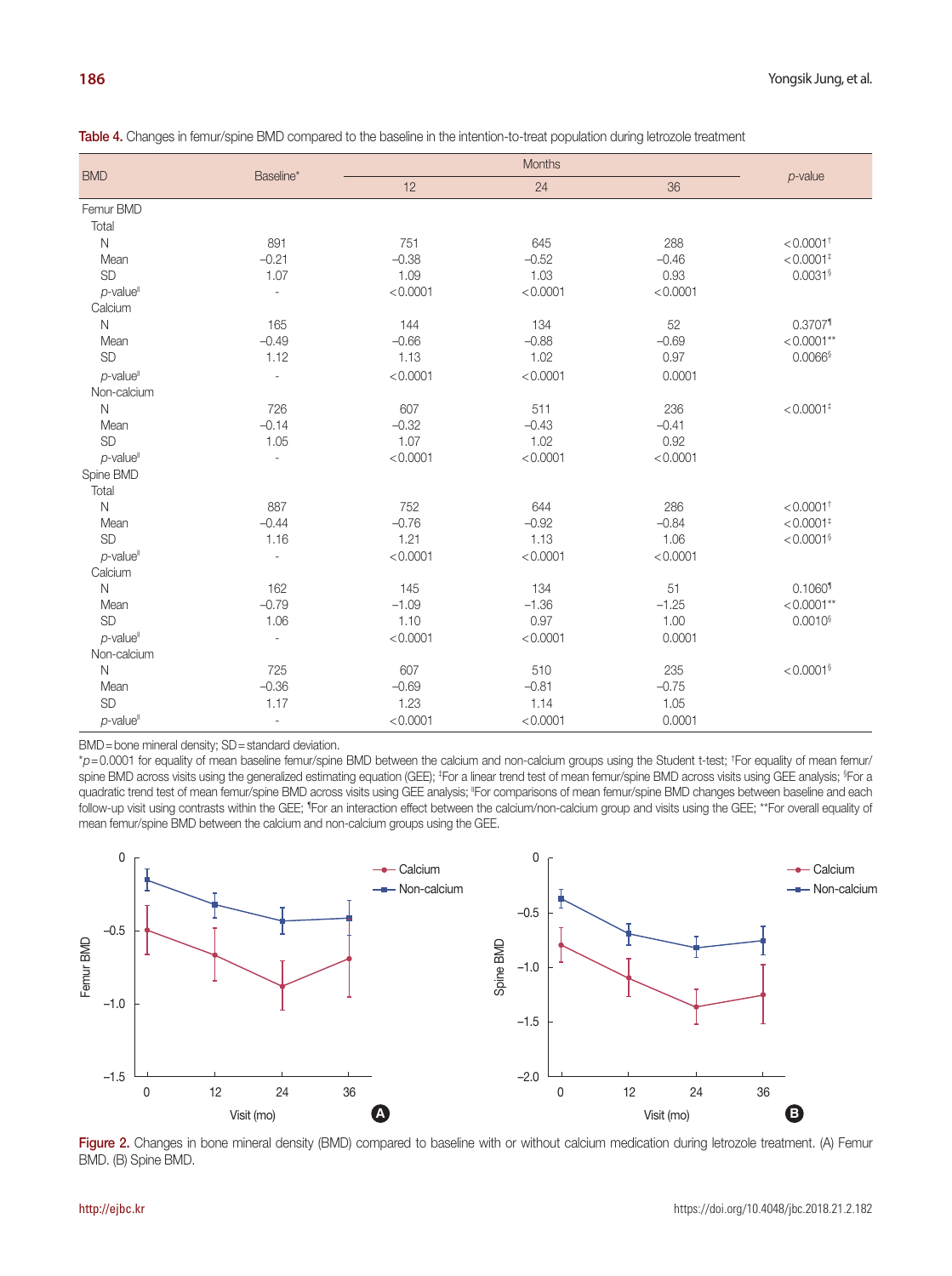Table 4. Changes in femur/spine BMD compared to the baseline in the intention-to-treat population during letrozole treatment

| BMD | Baseline* | Months | | | *p*-value |
|---|---|---|---|---|---|
| | | 12 | 24 | 36 | |
| Femur BMD | | | | | |
| Total | | | | | |
| N | 891 | 751 | 645 | 288 | < 0.0001[†] |
| Mean | −0.21 | −0.38 | −0.52 | −0.46 | < 0.0001[‡] |
| SD | 1.07 | 1.09 | 1.03 | 0.93 | 0.0031[§] |
| *p*-value[ǁ] | - | < 0.0001 | < 0.0001 | < 0.0001 | |
| Calcium | | | | | |
| N | 165 | 144 | 134 | 52 | 0.3707[¶] |
| Mean | −0.49 | −0.66 | −0.88 | −0.69 | < 0.0001** |
| SD | 1.12 | 1.13 | 1.02 | 0.97 | 0.0066[§] |
| *p*-value[ǁ] | - | < 0.0001 | < 0.0001 | 0.0001 | |
| Non-calcium | | | | | |
| N | 726 | 607 | 511 | 236 | < 0.0001[‡] |
| Mean | −0.14 | −0.32 | −0.43 | −0.41 | |
| SD | 1.05 | 1.07 | 1.02 | 0.92 | |
| *p*-value[ǁ] | - | < 0.0001 | < 0.0001 | < 0.0001 | |
| Spine BMD | | | | | |
| Total | | | | | |
| N | 887 | 752 | 644 | 286 | < 0.0001[†] |
| Mean | −0.44 | −0.76 | −0.92 | −0.84 | < 0.0001[‡] |
| SD | 1.16 | 1.21 | 1.13 | 1.06 | < 0.0001[§] |
| *p*-value[ǁ] | - | < 0.0001 | < 0.0001 | < 0.0001 | |
| Calcium | | | | | |
| N | 162 | 145 | 134 | 51 | 0.1060[¶] |
| Mean | −0.79 | −1.09 | −1.36 | −1.25 | < 0.0001** |
| SD | 1.06 | 1.10 | 0.97 | 1.00 | 0.0010[§] |
| *p*-value[ǁ] | - | < 0.0001 | < 0.0001 | 0.0001 | |
| Non-calcium | | | | | |
| N | 725 | 607 | 510 | 235 | < 0.0001[§] |
| Mean | −0.36 | −0.69 | −0.81 | −0.75 | |
| SD | 1.17 | 1.23 | 1.14 | 1.05 | |
| *p*-value[ǁ] | - | < 0.0001 | < 0.0001 | 0.0001 | |

BMD = bone mineral density; SD = standard deviation.
*$p$ = 0.0001 for equality of mean baseline femur/spine BMD between the calcium and non-calcium groups using the Student t-test; [†]For equality of mean femur/spine BMD across visits using the generalized estimating equation (GEE); [‡]For a linear trend test of mean femur/spine BMD across visits using GEE analysis; [§]For a quadratic trend test of mean femur/spine BMD across visits using GEE analysis; [ǁ]For comparisons of mean femur/spine BMD changes between baseline and each follow-up visit using contrasts within the GEE; [¶]For an interaction effect between the calcium/non-calcium group and visits using the GEE; **For overall equality of mean femur/spine BMD between the calcium and non-calcium groups using the GEE.

Figure 2. Changes in bone mineral density (BMD) compared to baseline with or without calcium medication during letrozole treatment. (A) Femur BMD. (B) Spine BMD.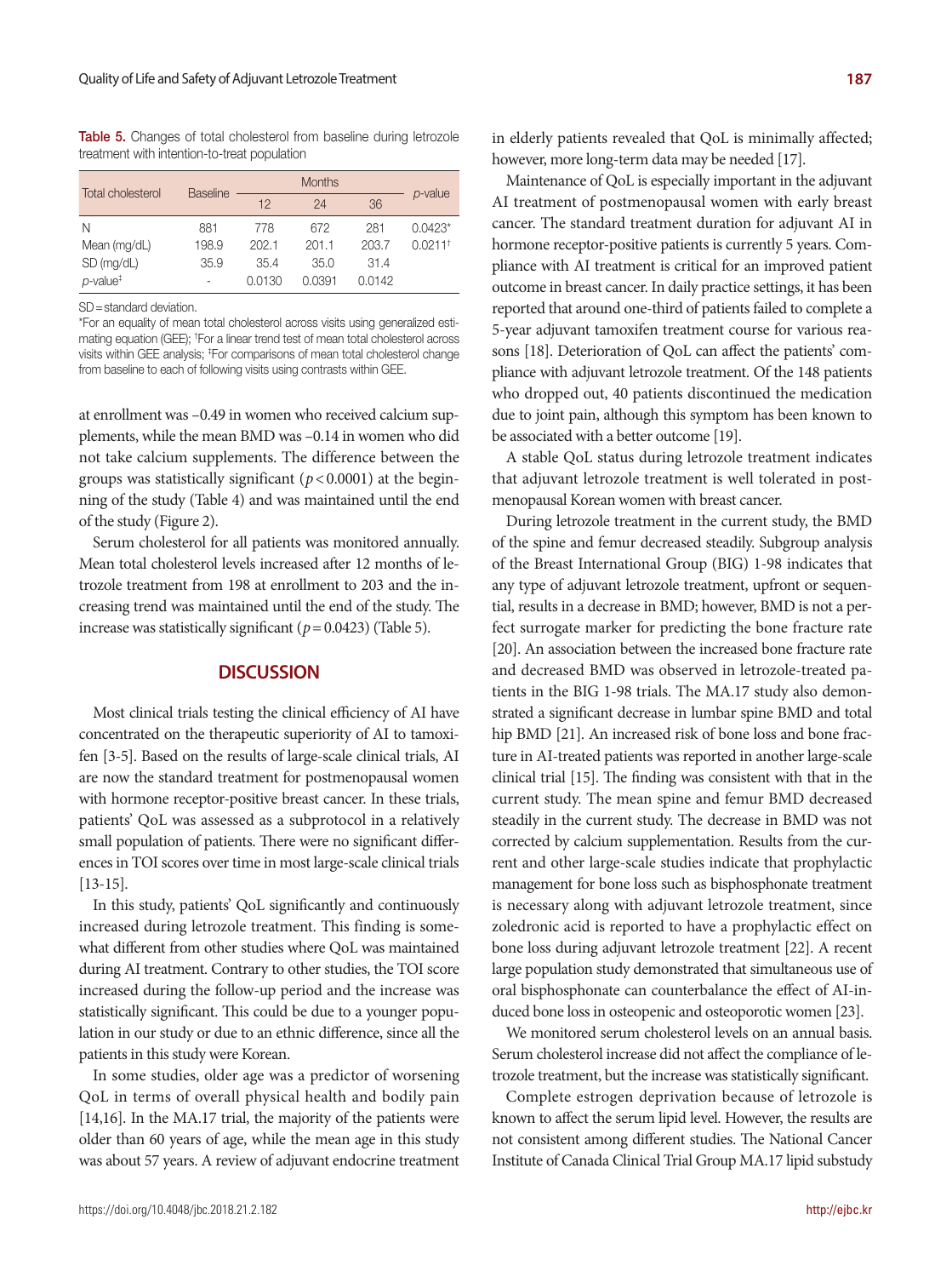Table 5. Changes of total cholesterol from baseline during letrozole treatment with intention-to-treat population

| Total cholesterol | Baseline | Months | | | *p*-value |
|---|---|---|---|---|---|
| | | 12 | 24 | 36 | |
| N | 881 | 778 | 672 | 281 | 0.0423* |
| Mean (mg/dL) | 198.9 | 202.1 | 201.1 | 203.7 | 0.0211† |
| SD (mg/dL) | 35.9 | 35.4 | 35.0 | 31.4 | |
| *p*-value‡ | - | 0.0130 | 0.0391 | 0.0142 | |

SD = standard deviation.

*For an equality of mean total cholesterol across visits using generalized estimating equation (GEE); †For a linear trend test of mean total cholesterol across visits within GEE analysis; ‡For comparisons of mean total cholesterol change from baseline to each of following visits using contrasts within GEE.

at enrollment was –0.49 in women who received calcium supplements, while the mean BMD was –0.14 in women who did not take calcium supplements. The difference between the groups was statistically significant ($p < 0.0001$) at the beginning of the study (Table 4) and was maintained until the end of the study (Figure 2).

Serum cholesterol for all patients was monitored annually. Mean total cholesterol levels increased after 12 months of letrozole treatment from 198 at enrollment to 203 and the increasing trend was maintained until the end of the study. The increase was statistically significant ($p = 0.0423$) (Table 5).

## DISCUSSION

Most clinical trials testing the clinical efficiency of AI have concentrated on the therapeutic superiority of AI to tamoxifen [3-5]. Based on the results of large-scale clinical trials, AI are now the standard treatment for postmenopausal women with hormone receptor-positive breast cancer. In these trials, patients' QoL was assessed as a subprotocol in a relatively small population of patients. There were no significant differences in TOI scores over time in most large-scale clinical trials [13-15].

In this study, patients' QoL significantly and continuously increased during letrozole treatment. This finding is somewhat different from other studies where QoL was maintained during AI treatment. Contrary to other studies, the TOI score increased during the follow-up period and the increase was statistically significant. This could be due to a younger population in our study or due to an ethnic difference, since all the patients in this study were Korean.

In some studies, older age was a predictor of worsening QoL in terms of overall physical health and bodily pain [14,16]. In the MA.17 trial, the majority of the patients were older than 60 years of age, while the mean age in this study was about 57 years. A review of adjuvant endocrine treatment in elderly patients revealed that QoL is minimally affected; however, more long-term data may be needed [17].

Maintenance of QoL is especially important in the adjuvant AI treatment of postmenopausal women with early breast cancer. The standard treatment duration for adjuvant AI in hormone receptor-positive patients is currently 5 years. Compliance with AI treatment is critical for an improved patient outcome in breast cancer. In daily practice settings, it has been reported that around one-third of patients failed to complete a 5-year adjuvant tamoxifen treatment course for various reasons [18]. Deterioration of QoL can affect the patients' compliance with adjuvant letrozole treatment. Of the 148 patients who dropped out, 40 patients discontinued the medication due to joint pain, although this symptom has been known to be associated with a better outcome [19].

A stable QoL status during letrozole treatment indicates that adjuvant letrozole treatment is well tolerated in postmenopausal Korean women with breast cancer.

During letrozole treatment in the current study, the BMD of the spine and femur decreased steadily. Subgroup analysis of the Breast International Group (BIG) 1-98 indicates that any type of adjuvant letrozole treatment, upfront or sequential, results in a decrease in BMD; however, BMD is not a perfect surrogate marker for predicting the bone fracture rate [20]. An association between the increased bone fracture rate and decreased BMD was observed in letrozole-treated patients in the BIG 1-98 trials. The MA.17 study also demonstrated a significant decrease in lumbar spine BMD and total hip BMD [21]. An increased risk of bone loss and bone fracture in AI-treated patients was reported in another large-scale clinical trial [15]. The finding was consistent with that in the current study. The mean spine and femur BMD decreased steadily in the current study. The decrease in BMD was not corrected by calcium supplementation. Results from the current and other large-scale studies indicate that prophylactic management for bone loss such as bisphosphonate treatment is necessary along with adjuvant letrozole treatment, since zoledronic acid is reported to have a prophylactic effect on bone loss during adjuvant letrozole treatment [22]. A recent large population study demonstrated that simultaneous use of oral bisphosphonate can counterbalance the effect of AI-induced bone loss in osteopenic and osteoporotic women [23].

We monitored serum cholesterol levels on an annual basis. Serum cholesterol increase did not affect the compliance of letrozole treatment, but the increase was statistically significant.

Complete estrogen deprivation because of letrozole is known to affect the serum lipid level. However, the results are not consistent among different studies. The National Cancer Institute of Canada Clinical Trial Group MA.17 lipid substudy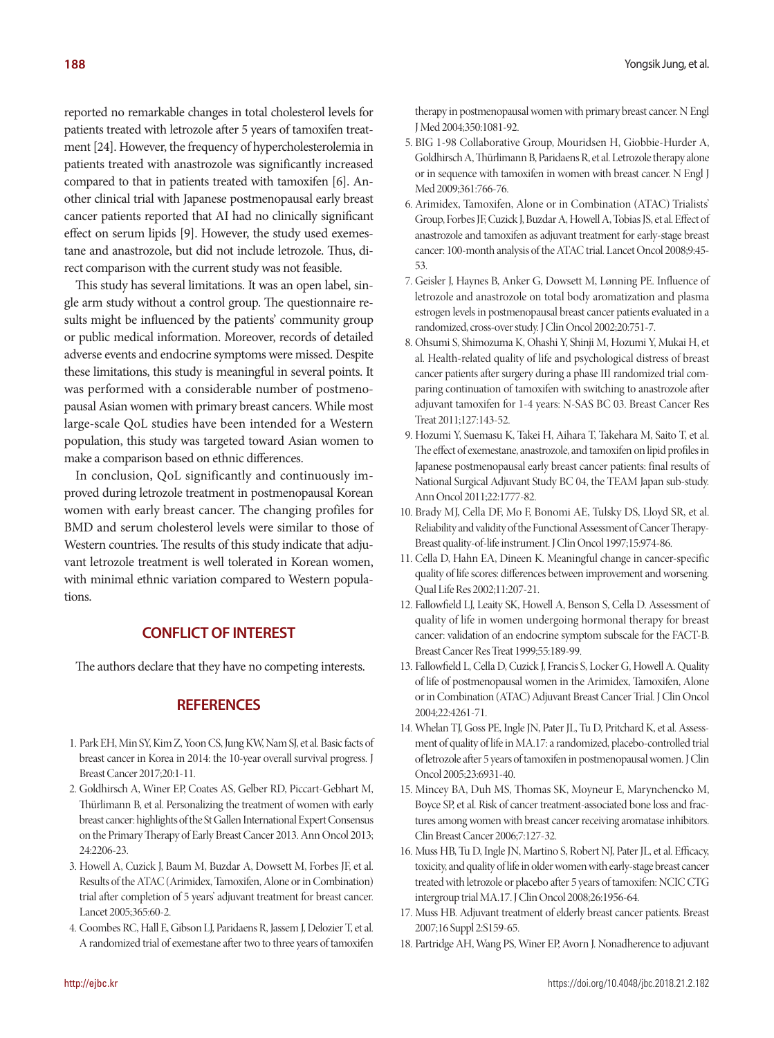reported no remarkable changes in total cholesterol levels for patients treated with letrozole after 5 years of tamoxifen treatment [24]. However, the frequency of hypercholesterolemia in patients treated with anastrozole was significantly increased compared to that in patients treated with tamoxifen [6]. Another clinical trial with Japanese postmenopausal early breast cancer patients reported that AI had no clinically significant effect on serum lipids [9]. However, the study used exemestane and anastrozole, but did not include letrozole. Thus, direct comparison with the current study was not feasible.

This study has several limitations. It was an open label, single arm study without a control group. The questionnaire results might be influenced by the patients' community group or public medical information. Moreover, records of detailed adverse events and endocrine symptoms were missed. Despite these limitations, this study is meaningful in several points. It was performed with a considerable number of postmenopausal Asian women with primary breast cancers. While most large-scale QoL studies have been intended for a Western population, this study was targeted toward Asian women to make a comparison based on ethnic differences.

In conclusion, QoL significantly and continuously improved during letrozole treatment in postmenopausal Korean women with early breast cancer. The changing profiles for BMD and serum cholesterol levels were similar to those of Western countries. The results of this study indicate that adjuvant letrozole treatment is well tolerated in Korean women, with minimal ethnic variation compared to Western populations.

## CONFLICT OF INTEREST

The authors declare that they have no competing interests.

## REFERENCES

1. Park EH, Min SY, Kim Z, Yoon CS, Jung KW, Nam SJ, et al. Basic facts of breast cancer in Korea in 2014: the 10-year overall survival progress. J Breast Cancer 2017;20:1-11.
2. Goldhirsch A, Winer EP, Coates AS, Gelber RD, Piccart-Gebhart M, Thürlimann B, et al. Personalizing the treatment of women with early breast cancer: highlights of the St Gallen International Expert Consensus on the Primary Therapy of Early Breast Cancer 2013. Ann Oncol 2013; 24:2206-23.
3. Howell A, Cuzick J, Baum M, Buzdar A, Dowsett M, Forbes JF, et al. Results of the ATAC (Arimidex, Tamoxifen, Alone or in Combination) trial after completion of 5 years' adjuvant treatment for breast cancer. Lancet 2005;365:60-2.
4. Coombes RC, Hall E, Gibson LJ, Paridaens R, Jassem J, Delozier T, et al. A randomized trial of exemestane after two to three years of tamoxifen therapy in postmenopausal women with primary breast cancer. N Engl J Med 2004;350:1081-92.
5. BIG 1-98 Collaborative Group, Mouridsen H, Giobbie-Hurder A, Goldhirsch A, Thürlimann B, Paridaens R, et al. Letrozole therapy alone or in sequence with tamoxifen in women with breast cancer. N Engl J Med 2009;361:766-76.
6. Arimidex, Tamoxifen, Alone or in Combination (ATAC) Trialists' Group, Forbes JF, Cuzick J, Buzdar A, Howell A, Tobias JS, et al. Effect of anastrozole and tamoxifen as adjuvant treatment for early-stage breast cancer: 100-month analysis of the ATAC trial. Lancet Oncol 2008;9:45-53.
7. Geisler J, Haynes B, Anker G, Dowsett M, Lønning PE. Influence of letrozole and anastrozole on total body aromatization and plasma estrogen levels in postmenopausal breast cancer patients evaluated in a randomized, cross-over study. J Clin Oncol 2002;20:751-7.
8. Ohsumi S, Shimozuma K, Ohashi Y, Shinji M, Hozumi Y, Mukai H, et al. Health-related quality of life and psychological distress of breast cancer patients after surgery during a phase III randomized trial comparing continuation of tamoxifen with switching to anastrozole after adjuvant tamoxifen for 1-4 years: N-SAS BC 03. Breast Cancer Res Treat 2011;127:143-52.
9. Hozumi Y, Suemasu K, Takei H, Aihara T, Takehara M, Saito T, et al. The effect of exemestane, anastrozole, and tamoxifen on lipid profiles in Japanese postmenopausal early breast cancer patients: final results of National Surgical Adjuvant Study BC 04, the TEAM Japan sub-study. Ann Oncol 2011;22:1777-82.
10. Brady MJ, Cella DF, Mo F, Bonomi AE, Tulsky DS, Lloyd SR, et al. Reliability and validity of the Functional Assessment of Cancer Therapy-Breast quality-of-life instrument. J Clin Oncol 1997;15:974-86.
11. Cella D, Hahn EA, Dineen K. Meaningful change in cancer-specific quality of life scores: differences between improvement and worsening. Qual Life Res 2002;11:207-21.
12. Fallowfield LJ, Leaity SK, Howell A, Benson S, Cella D. Assessment of quality of life in women undergoing hormonal therapy for breast cancer: validation of an endocrine symptom subscale for the FACT-B. Breast Cancer Res Treat 1999;55:189-99.
13. Fallowfield L, Cella D, Cuzick J, Francis S, Locker G, Howell A. Quality of life of postmenopausal women in the Arimidex, Tamoxifen, Alone or in Combination (ATAC) Adjuvant Breast Cancer Trial. J Clin Oncol 2004;22:4261-71.
14. Whelan TJ, Goss PE, Ingle JN, Pater JL, Tu D, Pritchard K, et al. Assessment of quality of life in MA.17: a randomized, placebo-controlled trial of letrozole after 5 years of tamoxifen in postmenopausal women. J Clin Oncol 2005;23:6931-40.
15. Mincey BA, Duh MS, Thomas SK, Moyneur E, Marynchencko M, Boyce SP, et al. Risk of cancer treatment-associated bone loss and fractures among women with breast cancer receiving aromatase inhibitors. Clin Breast Cancer 2006;7:127-32.
16. Muss HB, Tu D, Ingle JN, Martino S, Robert NJ, Pater JL, et al. Efficacy, toxicity, and quality of life in older women with early-stage breast cancer treated with letrozole or placebo after 5 years of tamoxifen: NCIC CTG intergroup trial MA.17. J Clin Oncol 2008;26:1956-64.
17. Muss HB. Adjuvant treatment of elderly breast cancer patients. Breast 2007;16 Suppl 2:S159-65.
18. Partridge AH, Wang PS, Winer EP, Avorn J. Nonadherence to adjuvant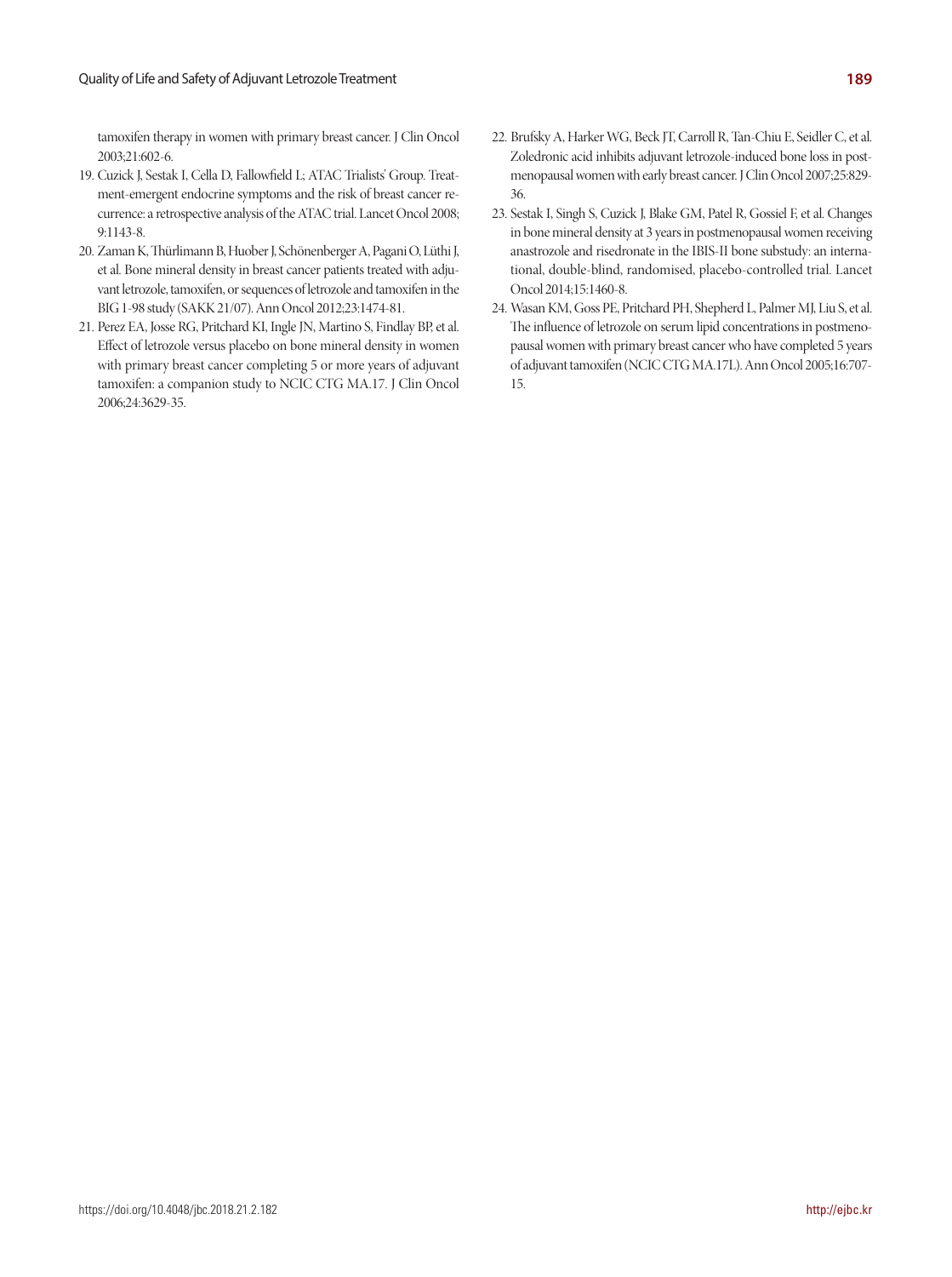tamoxifen therapy in women with primary breast cancer. J Clin Oncol 2003;21:602-6.

19. Cuzick J, Sestak I, Cella D, Fallowfield L; ATAC Trialists' Group. Treatment-emergent endocrine symptoms and the risk of breast cancer recurrence: a retrospective analysis of the ATAC trial. Lancet Oncol 2008; 9:1143-8.
20. Zaman K, Thürlimann B, Huober J, Schönenberger A, Pagani O, Lüthi J, et al. Bone mineral density in breast cancer patients treated with adjuvant letrozole, tamoxifen, or sequences of letrozole and tamoxifen in the BIG 1-98 study (SAKK 21/07). Ann Oncol 2012;23:1474-81.
21. Perez EA, Josse RG, Pritchard KI, Ingle JN, Martino S, Findlay BP, et al. Effect of letrozole versus placebo on bone mineral density in women with primary breast cancer completing 5 or more years of adjuvant tamoxifen: a companion study to NCIC CTG MA.17. J Clin Oncol 2006;24:3629-35.
22. Brufsky A, Harker WG, Beck JT, Carroll R, Tan-Chiu E, Seidler C, et al. Zoledronic acid inhibits adjuvant letrozole-induced bone loss in postmenopausal women with early breast cancer. J Clin Oncol 2007;25:829-36.
23. Sestak I, Singh S, Cuzick J, Blake GM, Patel R, Gossiel F, et al. Changes in bone mineral density at 3 years in postmenopausal women receiving anastrozole and risedronate in the IBIS-II bone substudy: an international, double-blind, randomised, placebo-controlled trial. Lancet Oncol 2014;15:1460-8.
24. Wasan KM, Goss PE, Pritchard PH, Shepherd L, Palmer MJ, Liu S, et al. The influence of letrozole on serum lipid concentrations in postmenopausal women with primary breast cancer who have completed 5 years of adjuvant tamoxifen (NCIC CTG MA.17L). Ann Oncol 2005;16:707-15.